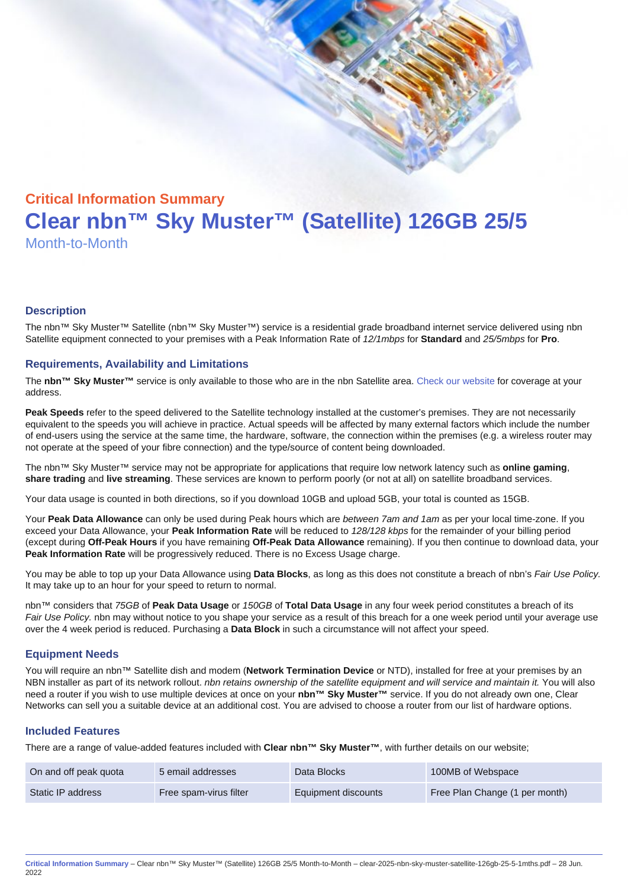## Critical Information Summary

# Clear nbn™ Sky Muster™ (Satellite) 126GB 25/5

Month-to-Month

### Description

The nbn™ Sky Muster™ Satellite (nbn™ Sky Muster™) service is a residential grade broadband internet service delivered using nbn Satellite equipment connected to your premises with a Peak Information Rate of *12/1mbps* for **Standard** and *25/5mbps* for **Pro**.

### Requirements, Availability and Limitations

The **nbn™ Sky Muster™** service is only available to those who are in the nbn Satellite area. Check our website for coverage at your address.

**Peak Speeds** refer to the speed delivered to the Satellite technology installed at the customer's premises. They are not necessarily equivalent to the speeds you will achieve in practice. Actual speeds will be affected by many external factors which include the number of end-users using the service at the same time, the hardware, software, the connection within the premises (e.g. a wireless router may not operate at the speed of your fibre connection) and the type/source of content being downloaded.

The nbn™ Sky Muster™ service may not be appropriate for applications that require low network latency such as **online gaming**, **share trading** and **live streaming**. These services are known to perform poorly (or not at all) on satellite broadband services.

Your data usage is counted in both directions, so if you download 10GB and upload 5GB, your total is counted as 15GB.

Your **Peak Data Allowance** can only be used during Peak hours which are *between 7am and 1am* as per your local time-zone. If you exceed your Data Allowance, your **Peak Information Rate** will be reduced to *128/128 kbps* for the remainder of your billing period (except during **Off-Peak Hours** if you have remaining **Off-Peak Data Allowance** remaining). If you then continue to download data, your **Peak Information Rate** will be progressively reduced. There is no Excess Usage charge.

You may be able to top up your Data Allowance using **Data Blocks**, as long as this does not constitute a breach of nbn's *Fair Use Policy*. It may take up to an hour for your speed to return to normal.

nbn™ considers that *75GB* of **Peak Data Usage** or *150GB* of **Total Data Usage** in any four week period constitutes a breach of its *Fair Use Policy.* nbn may without notice to you shape your service as a result of this breach for a one week period until your average use over the 4 week period is reduced. Purchasing a **Data Block** in such a circumstance will not affect your speed.

### Equipment Needs

You will require an nbn™ Satellite dish and modem (**Network Termination Device** or NTD), installed for free at your premises by an NBN installer as part of its network rollout. *nbn retains ownership of the satellite equipment and will service and maintain it.* You will also need a router if you wish to use multiple devices at once on your **nbn™ Sky Muster™** service. If you do not already own one, Clear Networks can sell you a suitable device at an additional cost. You are advised to choose a router from our list of hardware options.

### Included Features

There are a range of value-added features included with **Clear nbn™ Sky Muster™**, with further details on our website;

| | | | |
|---|---|---|---|
| On and off peak quota | 5 email addresses | Data Blocks | 100MB of Webspace |
| Static IP address | Free spam-virus filter | Equipment discounts | Free Plan Change (1 per month) |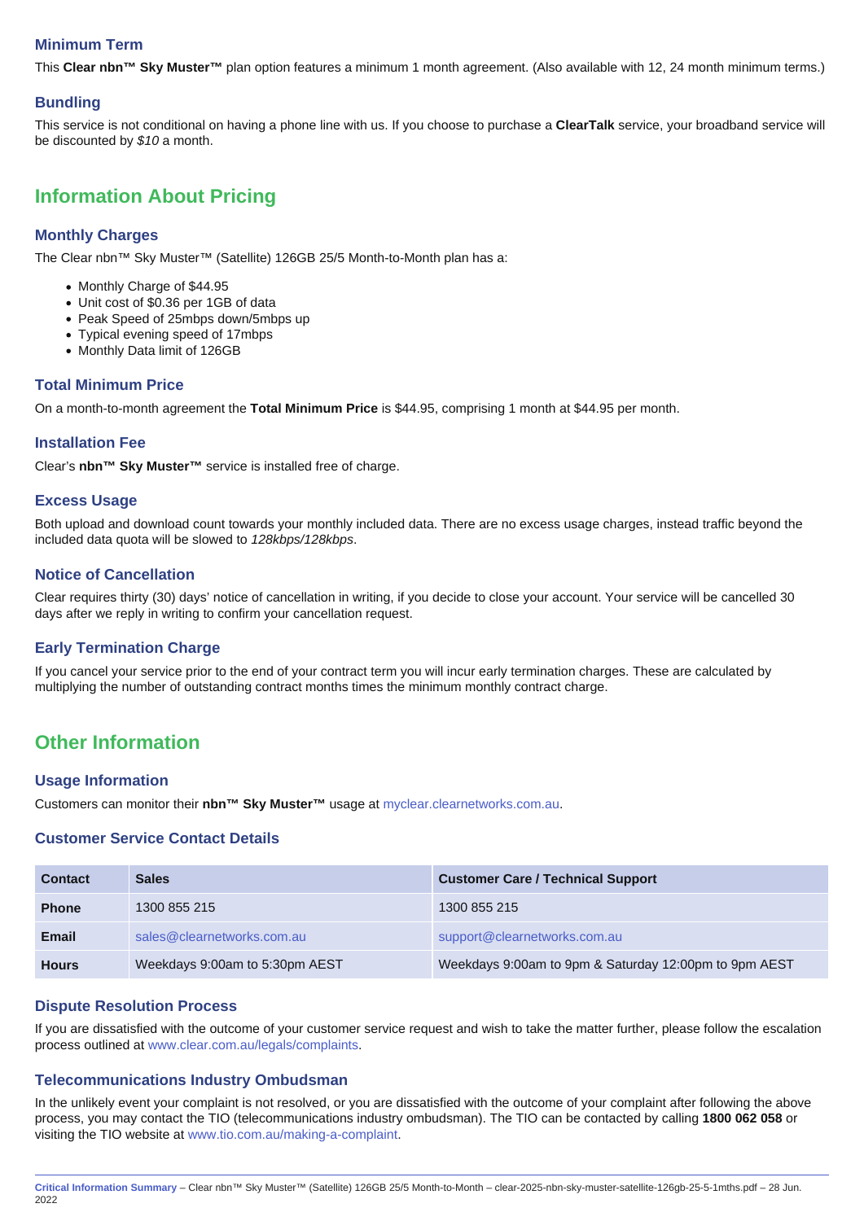### Minimum Term

This **Clear nbn™ Sky Muster™** plan option features a minimum 1 month agreement. (Also available with 12, 24 month minimum terms.)

### Bundling

This service is not conditional on having a phone line with us. If you choose to purchase a **ClearTalk** service, your broadband service will be discounted by *$10* a month.

## Information About Pricing

### Monthly Charges

The Clear nbn™ Sky Muster™ (Satellite) 126GB 25/5 Month-to-Month plan has a:

- Monthly Charge of $44.95
- Unit cost of $0.36 per 1GB of data
- Peak Speed of 25mbps down/5mbps up
- Typical evening speed of 17mbps
- Monthly Data limit of 126GB

### Total Minimum Price

On a month-to-month agreement the **Total Minimum Price** is $44.95, comprising 1 month at $44.95 per month.

### Installation Fee

Clear's **nbn™ Sky Muster™** service is installed free of charge.

### Excess Usage

Both upload and download count towards your monthly included data. There are no excess usage charges, instead traffic beyond the included data quota will be slowed to *128kbps/128kbps*.

### Notice of Cancellation

Clear requires thirty (30) days' notice of cancellation in writing, if you decide to close your account. Your service will be cancelled 30 days after we reply in writing to confirm your cancellation request.

### Early Termination Charge

If you cancel your service prior to the end of your contract term you will incur early termination charges. These are calculated by multiplying the number of outstanding contract months times the minimum monthly contract charge.

## Other Information

### Usage Information

Customers can monitor their **nbn™ Sky Muster™** usage at myclear.clearnetworks.com.au.

### Customer Service Contact Details

| Contact | Sales | Customer Care / Technical Support |
|---|---|---|
| **Phone** | 1300 855 215 | 1300 855 215 |
| **Email** | sales@clearnetworks.com.au | support@clearnetworks.com.au |
| **Hours** | Weekdays 9:00am to 5:30pm AEST | Weekdays 9:00am to 9pm & Saturday 12:00pm to 9pm AEST |

### Dispute Resolution Process

If you are dissatisfied with the outcome of your customer service request and wish to take the matter further, please follow the escalation process outlined at www.clear.com.au/legals/complaints.

### Telecommunications Industry Ombudsman

In the unlikely event your complaint is not resolved, or you are dissatisfied with the outcome of your complaint after following the above process, you may contact the TIO (telecommunications industry ombudsman). The TIO can be contacted by calling **1800 062 058** or visiting the TIO website at www.tio.com.au/making-a-complaint.